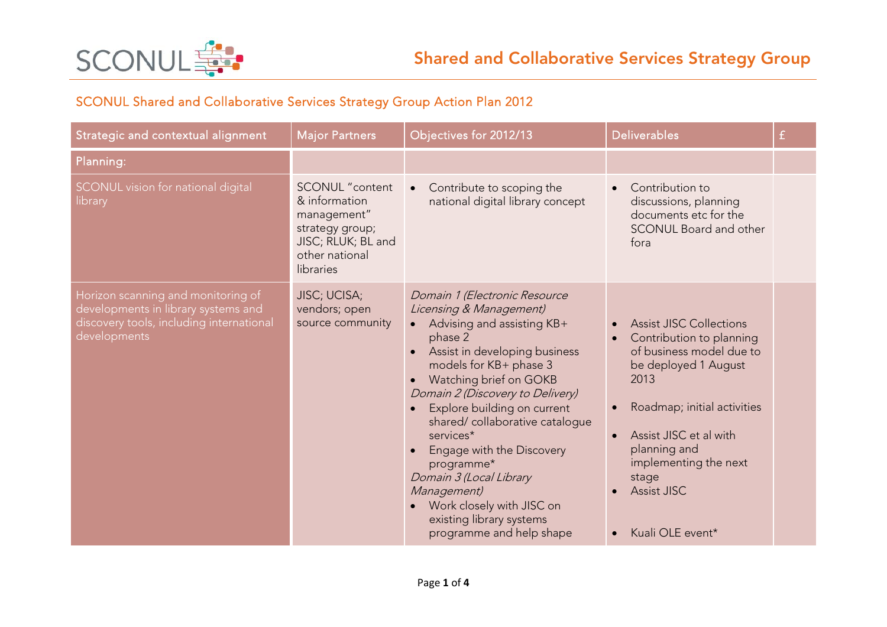# Shared and Collaborative Services Strategy Group

## SCONUL Shared and Collaborative Services Strategy Group Action Plan 2012

| Strategic and contextual alignment | Major Partners | Objectives for 2012/13 | Deliverables | £ |
|---|---|---|---|---|
| Planning: | | | | |
| SCONUL vision for national digital library | SCONUL "content & information management" strategy group; JISC; RLUK; BL and other national libraries | • Contribute to scoping the national digital library concept | • Contribution to discussions, planning documents etc for the SCONUL Board and other fora | |
| Horizon scanning and monitoring of developments in library systems and discovery tools, including international developments | JISC; UCISA; vendors; open source community | *Domain 1 (Electronic Resource Licensing & Management)*<br>• Advising and assisting KB+ phase 2<br>• Assist in developing business models for KB+ phase 3<br>• Watching brief on GOKB<br>*Domain 2 (Discovery to Delivery)*<br>• Explore building on current shared/ collaborative catalogue services*<br>• Engage with the Discovery programme*<br>*Domain 3 (Local Library Management)*<br>• Work closely with JISC on existing library systems programme and help shape | • Assist JISC Collections<br>• Contribution to planning of business model due to be deployed 1 August 2013<br>• Roadmap; initial activities<br>• Assist JISC et al with planning and implementing the next stage<br>• Assist JISC<br>• Kuali OLE event* | |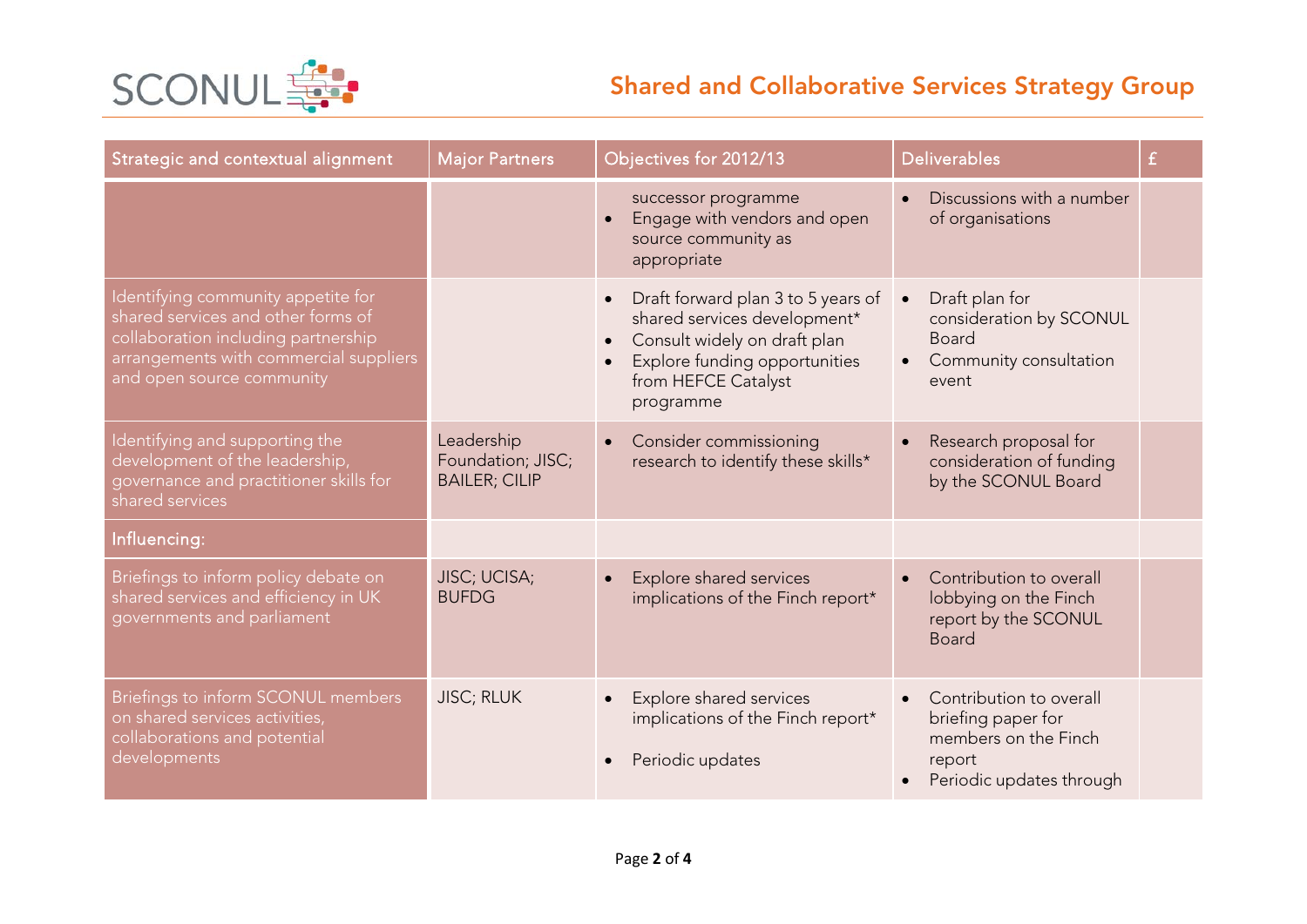## Shared and Collaborative Services Strategy Group

| Strategic and contextual alignment | Major Partners | Objectives for 2012/13 | Deliverables | £ |
|---|---|---|---|---|
| | | successor programme<br>• Engage with vendors and open source community as appropriate | • Discussions with a number of organisations | |
| Identifying community appetite for shared services and other forms of collaboration including partnership arrangements with commercial suppliers and open source community | | • Draft forward plan 3 to 5 years of shared services development*<br>• Consult widely on draft plan<br>• Explore funding opportunities from HEFCE Catalyst programme | • Draft plan for consideration by SCONUL Board<br>• Community consultation event | |
| Identifying and supporting the development of the leadership, governance and practitioner skills for shared services | Leadership Foundation; JISC; BAILER; CILIP | • Consider commissioning research to identify these skills* | • Research proposal for consideration of funding by the SCONUL Board | |
| Influencing: | | | | |
| Briefings to inform policy debate on shared services and efficiency in UK governments and parliament | JISC; UCISA; BUFDG | • Explore shared services implications of the Finch report* | • Contribution to overall lobbying on the Finch report by the SCONUL Board | |
| Briefings to inform SCONUL members on shared services activities, collaborations and potential developments | JISC; RLUK | • Explore shared services implications of the Finch report*<br>• Periodic updates | • Contribution to overall briefing paper for members on the Finch report<br>• Periodic updates through | |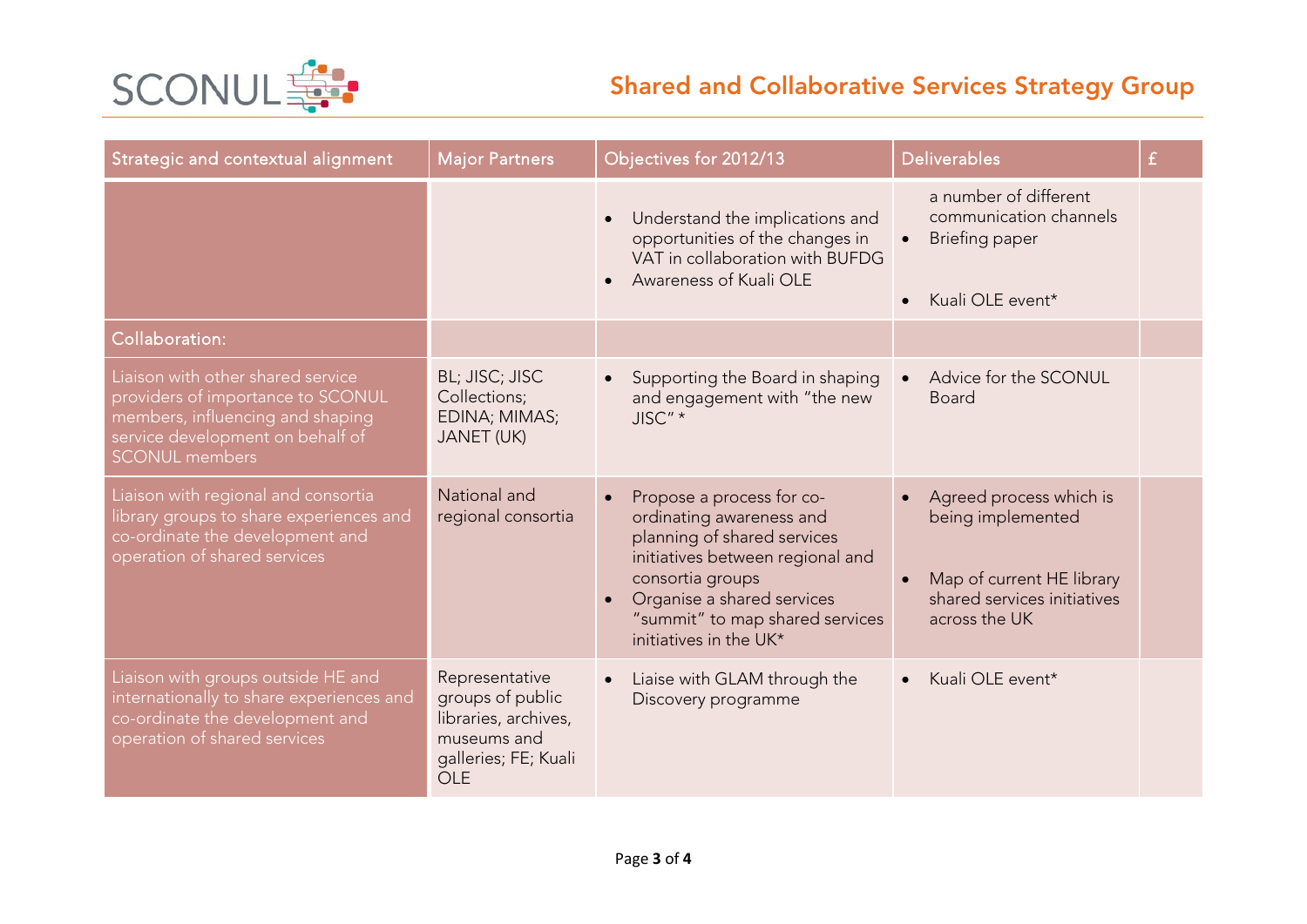## Shared and Collaborative Services Strategy Group

| Strategic and contextual alignment | Major Partners | Objectives for 2012/13 | Deliverables | £ |
|---|---|---|---|---|
| | | • Understand the implications and opportunities of the changes in VAT in collaboration with BUFDG<br>• Awareness of Kuali OLE | a number of different communication channels<br>• Briefing paper<br><br>• Kuali OLE event* | |
| Collaboration: | | | | |
| Liaison with other shared service providers of importance to SCONUL members, influencing and shaping service development on behalf of SCONUL members | BL; JISC; JISC Collections; EDINA; MIMAS; JANET (UK) | • Supporting the Board in shaping and engagement with "the new JISC" * | • Advice for the SCONUL Board | |
| Liaison with regional and consortia library groups to share experiences and co-ordinate the development and operation of shared services | National and regional consortia | • Propose a process for co-ordinating awareness and planning of shared services initiatives between regional and consortia groups<br>• Organise a shared services "summit" to map shared services initiatives in the UK* | • Agreed process which is being implemented<br><br>• Map of current HE library shared services initiatives across the UK | |
| Liaison with groups outside HE and internationally to share experiences and co-ordinate the development and operation of shared services | Representative groups of public libraries, archives, museums and galleries; FE; Kuali OLE | • Liaise with GLAM through the Discovery programme | • Kuali OLE event* | |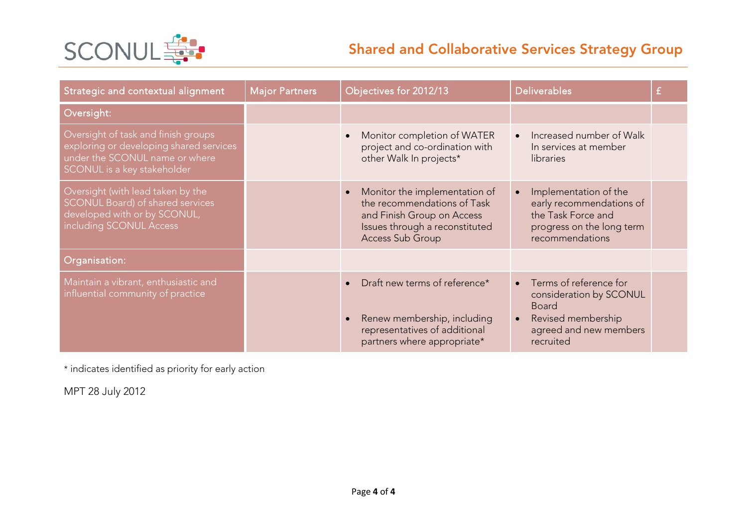| Strategic and contextual alignment | Major Partners | Objectives for 2012/13 | Deliverables | £ |
|---|---|---|---|---|
| Oversight: | | | | |
| Oversight of task and finish groups exploring or developing shared services under the SCONUL name or where SCONUL is a key stakeholder | | • Monitor completion of WATER project and co-ordination with other Walk In projects* | • Increased number of Walk In services at member libraries | |
| Oversight (with lead taken by the SCONUL Board) of shared services developed with or by SCONUL, including SCONUL Access | | • Monitor the implementation of the recommendations of Task and Finish Group on Access Issues through a reconstituted Access Sub Group | • Implementation of the early recommendations of the Task Force and progress on the long term recommendations | |
| Organisation: | | | | |
| Maintain a vibrant, enthusiastic and influential community of practice | | • Draft new terms of reference*<br>• Renew membership, including representatives of additional partners where appropriate* | • Terms of reference for consideration by SCONUL Board<br>• Revised membership agreed and new members recruited | |

* indicates identified as priority for early action

MPT 28 July 2012